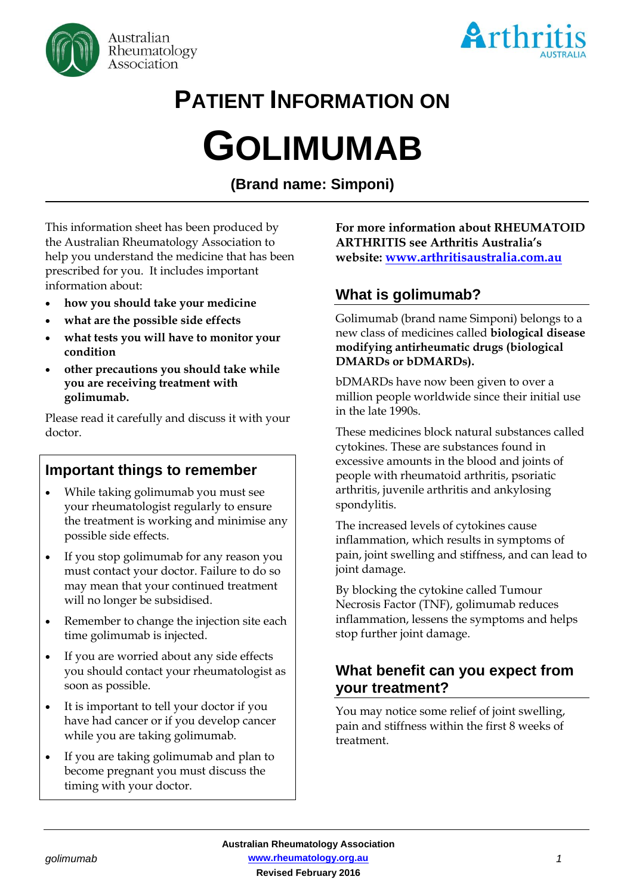# PATIENT INFORMATION ON

# GOLIMUMAB

**(Brand name: Simponi)**

This information sheet has been produced by the Australian Rheumatology Association to help you understand the medicine that has been prescribed for you. It includes important information about:

- **how you should take your medicine**
- **what are the possible side effects**
- **what tests you will have to monitor your condition**
- **other precautions you should take while you are receiving treatment with golimumab.**

Please read it carefully and discuss it with your doctor.

## Important things to remember

- While taking golimumab you must see your rheumatologist regularly to ensure the treatment is working and minimise any possible side effects.
- If you stop golimumab for any reason you must contact your doctor. Failure to do so may mean that your continued treatment will no longer be subsidised.
- Remember to change the injection site each time golimumab is injected.
- If you are worried about any side effects you should contact your rheumatologist as soon as possible.
- It is important to tell your doctor if you have had cancer or if you develop cancer while you are taking golimumab.
- If you are taking golimumab and plan to become pregnant you must discuss the timing with your doctor.

**For more information about RHEUMATOID ARTHRITIS see Arthritis Australia's website: www.arthritisaustralia.com.au**

## What is golimumab?

Golimumab (brand name Simponi) belongs to a new class of medicines called **biological disease modifying antirheumatic drugs (biological DMARDs or bDMARDs).**

bDMARDs have now been given to over a million people worldwide since their initial use in the late 1990s.

These medicines block natural substances called cytokines. These are substances found in excessive amounts in the blood and joints of people with rheumatoid arthritis, psoriatic arthritis, juvenile arthritis and ankylosing spondylitis.

The increased levels of cytokines cause inflammation, which results in symptoms of pain, joint swelling and stiffness, and can lead to joint damage.

By blocking the cytokine called Tumour Necrosis Factor (TNF), golimumab reduces inflammation, lessens the symptoms and helps stop further joint damage.

## What benefit can you expect from your treatment?

You may notice some relief of joint swelling, pain and stiffness within the first 8 weeks of treatment.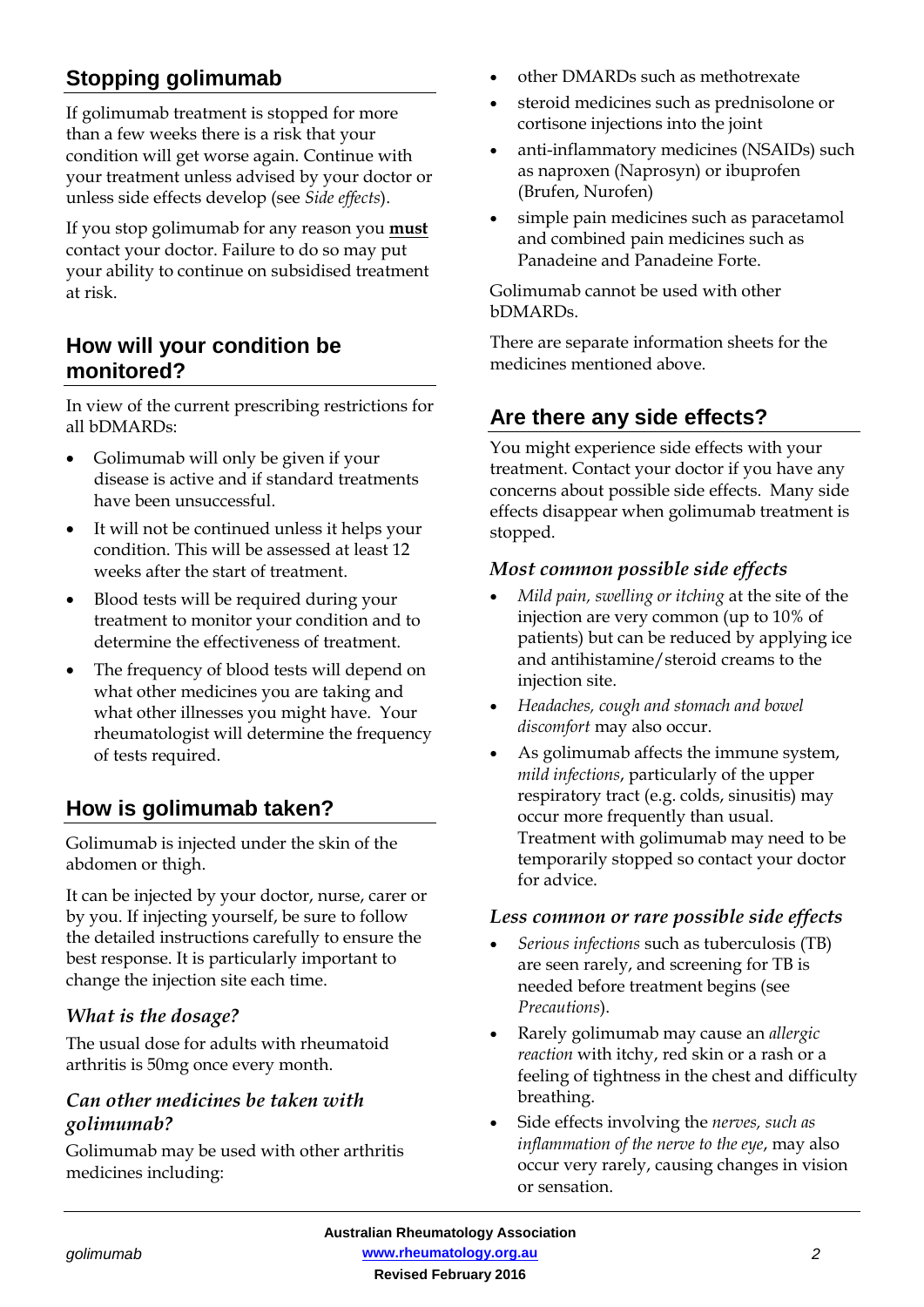## Stopping golimumab

If golimumab treatment is stopped for more than a few weeks there is a risk that your condition will get worse again. Continue with your treatment unless advised by your doctor or unless side effects develop (see *Side effects*).

If you stop golimumab for any reason you **must** contact your doctor. Failure to do so may put your ability to continue on subsidised treatment at risk.

## How will your condition be monitored?

In view of the current prescribing restrictions for all bDMARDs:

- Golimumab will only be given if your disease is active and if standard treatments have been unsuccessful.
- It will not be continued unless it helps your condition. This will be assessed at least 12 weeks after the start of treatment.
- Blood tests will be required during your treatment to monitor your condition and to determine the effectiveness of treatment.
- The frequency of blood tests will depend on what other medicines you are taking and what other illnesses you might have. Your rheumatologist will determine the frequency of tests required.

## How is golimumab taken?

Golimumab is injected under the skin of the abdomen or thigh.

It can be injected by your doctor, nurse, carer or by you. If injecting yourself, be sure to follow the detailed instructions carefully to ensure the best response. It is particularly important to change the injection site each time.

### *What is the dosage?*

The usual dose for adults with rheumatoid arthritis is 50mg once every month.

### *Can other medicines be taken with golimumab?*

Golimumab may be used with other arthritis medicines including:

- other DMARDs such as methotrexate
- steroid medicines such as prednisolone or cortisone injections into the joint
- anti-inflammatory medicines (NSAIDs) such as naproxen (Naprosyn) or ibuprofen (Brufen, Nurofen)
- simple pain medicines such as paracetamol and combined pain medicines such as Panadeine and Panadeine Forte.

Golimumab cannot be used with other bDMARDs.

There are separate information sheets for the medicines mentioned above.

## Are there any side effects?

You might experience side effects with your treatment. Contact your doctor if you have any concerns about possible side effects. Many side effects disappear when golimumab treatment is stopped.

### *Most common possible side effects*

- *Mild pain, swelling or itching* at the site of the injection are very common (up to 10% of patients) but can be reduced by applying ice and antihistamine/steroid creams to the injection site.
- *Headaches, cough and stomach and bowel discomfort* may also occur.
- As golimumab affects the immune system, *mild infections*, particularly of the upper respiratory tract (e.g. colds, sinusitis) may occur more frequently than usual. Treatment with golimumab may need to be temporarily stopped so contact your doctor for advice.

### *Less common or rare possible side effects*

- *Serious infections* such as tuberculosis (TB) are seen rarely, and screening for TB is needed before treatment begins (see *Precautions*).
- Rarely golimumab may cause an *allergic reaction* with itchy, red skin or a rash or a feeling of tightness in the chest and difficulty breathing.
- Side effects involving the *nerves, such as inflammation of the nerve to the eye*, may also occur very rarely, causing changes in vision or sensation.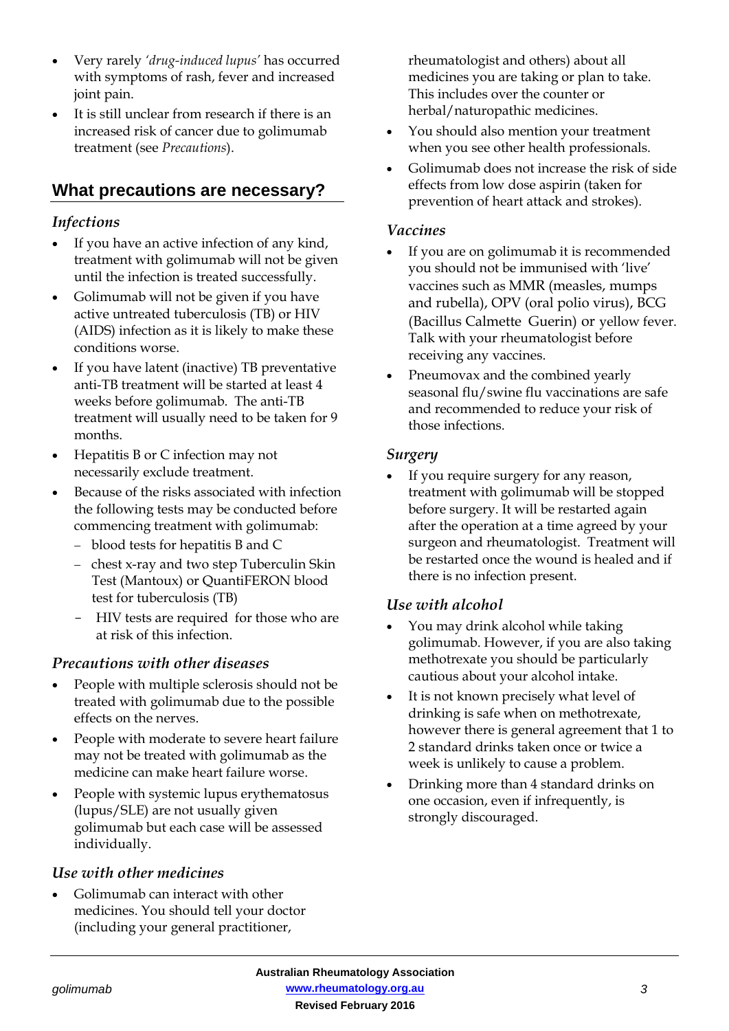- Very rarely *'drug-induced lupus'* has occurred with symptoms of rash, fever and increased joint pain.
- It is still unclear from research if there is an increased risk of cancer due to golimumab treatment (see *Precautions*).

## What precautions are necessary?

### *Infections*

- If you have an active infection of any kind, treatment with golimumab will not be given until the infection is treated successfully.
- Golimumab will not be given if you have active untreated tuberculosis (TB) or HIV (AIDS) infection as it is likely to make these conditions worse.
- If you have latent (inactive) TB preventative anti-TB treatment will be started at least 4 weeks before golimumab. The anti-TB treatment will usually need to be taken for 9 months.
- Hepatitis B or C infection may not necessarily exclude treatment.
- Because of the risks associated with infection the following tests may be conducted before commencing treatment with golimumab:
  - blood tests for hepatitis B and C
  - chest x-ray and two step Tuberculin Skin Test (Mantoux) or QuantiFERON blood test for tuberculosis (TB)
  - HIV tests are required for those who are at risk of this infection.

### *Precautions with other diseases*

- People with multiple sclerosis should not be treated with golimumab due to the possible effects on the nerves.
- People with moderate to severe heart failure may not be treated with golimumab as the medicine can make heart failure worse.
- People with systemic lupus erythematosus (lupus/SLE) are not usually given golimumab but each case will be assessed individually.

### *Use with other medicines*

- Golimumab can interact with other medicines. You should tell your doctor (including your general practitioner, rheumatologist and others) about all medicines you are taking or plan to take. This includes over the counter or herbal/naturopathic medicines.
- You should also mention your treatment when you see other health professionals.
- Golimumab does not increase the risk of side effects from low dose aspirin (taken for prevention of heart attack and strokes).

### *Vaccines*

- If you are on golimumab it is recommended you should not be immunised with 'live' vaccines such as MMR (measles, mumps and rubella), OPV (oral polio virus), BCG (Bacillus Calmette Guerin) or yellow fever. Talk with your rheumatologist before receiving any vaccines.
- Pneumovax and the combined yearly seasonal flu/swine flu vaccinations are safe and recommended to reduce your risk of those infections.

### *Surgery*

- If you require surgery for any reason, treatment with golimumab will be stopped before surgery. It will be restarted again after the operation at a time agreed by your surgeon and rheumatologist. Treatment will be restarted once the wound is healed and if there is no infection present.

### *Use with alcohol*

- You may drink alcohol while taking golimumab. However, if you are also taking methotrexate you should be particularly cautious about your alcohol intake.
- It is not known precisely what level of drinking is safe when on methotrexate, however there is general agreement that 1 to 2 standard drinks taken once or twice a week is unlikely to cause a problem.
- Drinking more than 4 standard drinks on one occasion, even if infrequently, is strongly discouraged.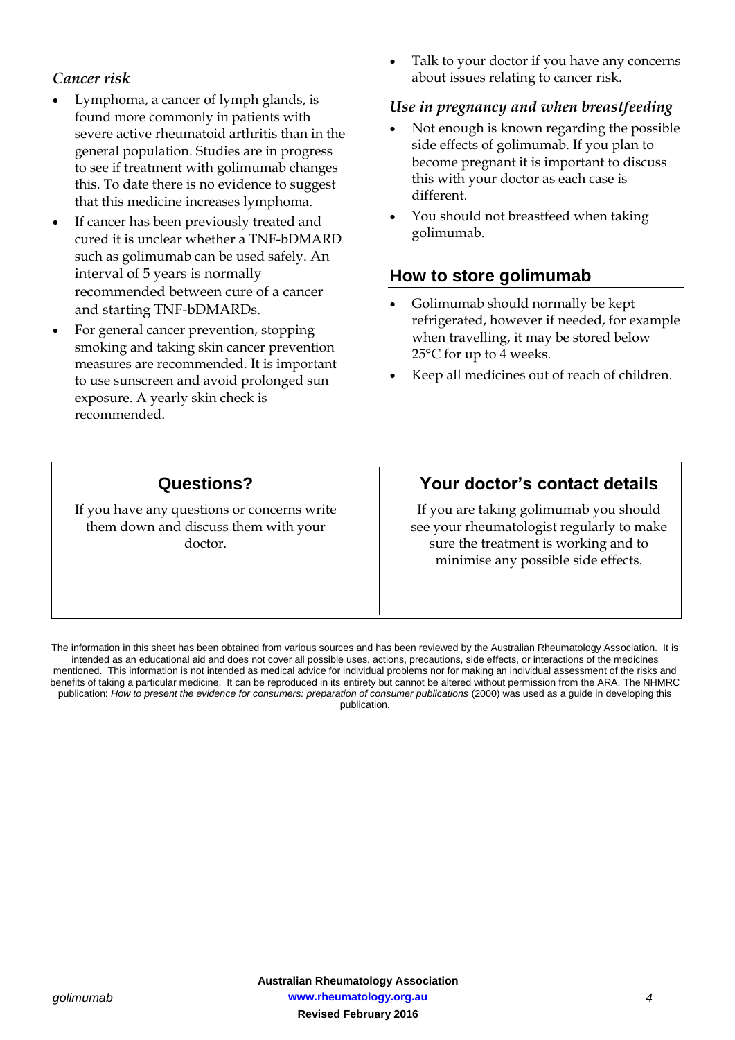### *Cancer risk*

- Lymphoma, a cancer of lymph glands, is found more commonly in patients with severe active rheumatoid arthritis than in the general population. Studies are in progress to see if treatment with golimumab changes this. To date there is no evidence to suggest that this medicine increases lymphoma.
- If cancer has been previously treated and cured it is unclear whether a TNF-bDMARD such as golimumab can be used safely. An interval of 5 years is normally recommended between cure of a cancer and starting TNF-bDMARDs.
- For general cancer prevention, stopping smoking and taking skin cancer prevention measures are recommended. It is important to use sunscreen and avoid prolonged sun exposure. A yearly skin check is recommended.
- Talk to your doctor if you have any concerns about issues relating to cancer risk.

### *Use in pregnancy and when breastfeeding*

- Not enough is known regarding the possible side effects of golimumab. If you plan to become pregnant it is important to discuss this with your doctor as each case is different.
- You should not breastfeed when taking golimumab.

## How to store golimumab

- Golimumab should normally be kept refrigerated, however if needed, for example when travelling, it may be stored below 25°C for up to 4 weeks.
- Keep all medicines out of reach of children.

## Questions?

If you have any questions or concerns write them down and discuss them with your doctor.

## Your doctor's contact details

If you are taking golimumab you should see your rheumatologist regularly to make sure the treatment is working and to minimise any possible side effects.

The information in this sheet has been obtained from various sources and has been reviewed by the Australian Rheumatology Association. It is intended as an educational aid and does not cover all possible uses, actions, precautions, side effects, or interactions of the medicines mentioned. This information is not intended as medical advice for individual problems nor for making an individual assessment of the risks and benefits of taking a particular medicine. It can be reproduced in its entirety but cannot be altered without permission from the ARA. The NHMRC publication: *How to present the evidence for consumers: preparation of consumer publications* (2000) was used as a guide in developing this publication.